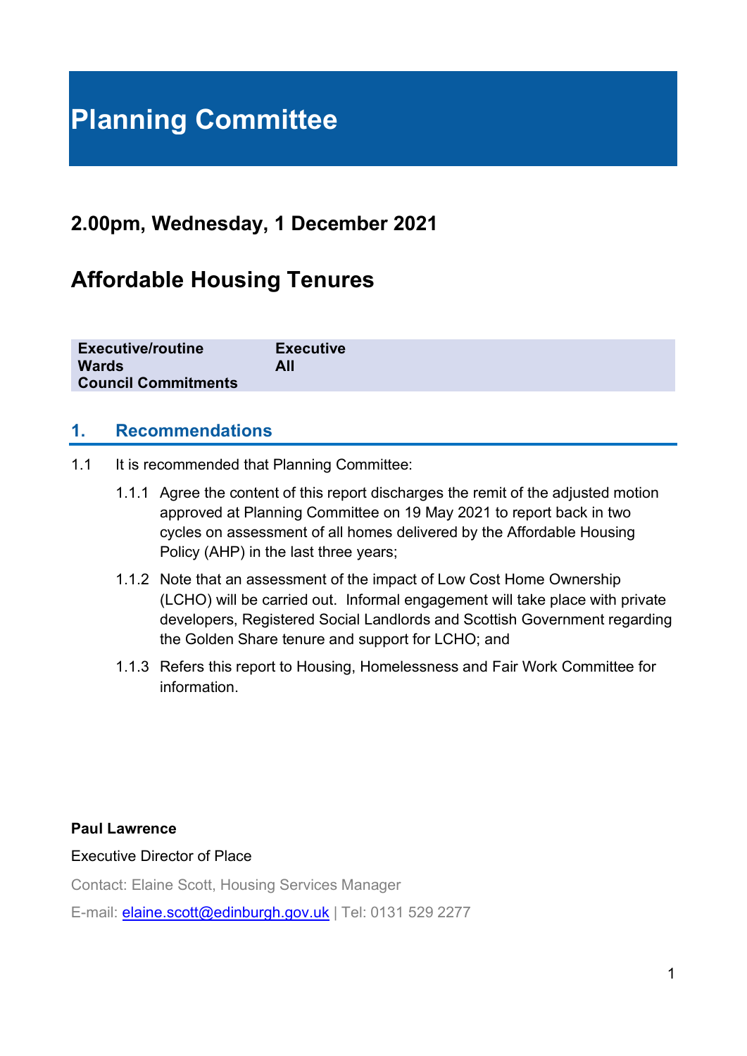# Planning Committee

## 2.00pm, Wednesday, 1 December 2021

## Affordable Housing Tenures

| | |
|---|---|
| **Executive/routine** | **Executive** |
| **Wards** | **All** |
| **Council Commitments** | |

### 1. Recommendations

1.1 It is recommended that Planning Committee:

1.1.1 Agree the content of this report discharges the remit of the adjusted motion approved at Planning Committee on 19 May 2021 to report back in two cycles on assessment of all homes delivered by the Affordable Housing Policy (AHP) in the last three years;

1.1.2 Note that an assessment of the impact of Low Cost Home Ownership (LCHO) will be carried out. Informal engagement will take place with private developers, Registered Social Landlords and Scottish Government regarding the Golden Share tenure and support for LCHO; and

1.1.3 Refers this report to Housing, Homelessness and Fair Work Committee for information.

**Paul Lawrence**

Executive Director of Place

Contact: Elaine Scott, Housing Services Manager

E-mail: elaine.scott@edinburgh.gov.uk | Tel: 0131 529 2277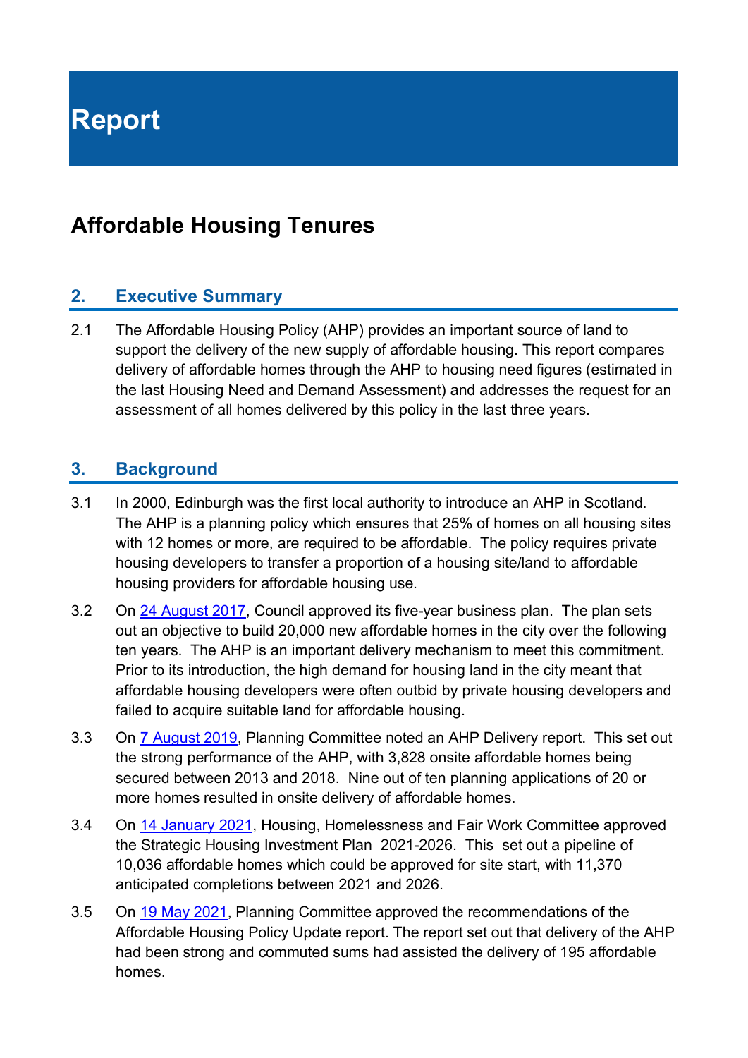# Report

## Affordable Housing Tenures

### 2. Executive Summary

2.1 The Affordable Housing Policy (AHP) provides an important source of land to support the delivery of the new supply of affordable housing. This report compares delivery of affordable homes through the AHP to housing need figures (estimated in the last Housing Need and Demand Assessment) and addresses the request for an assessment of all homes delivered by this policy in the last three years.

### 3. Background

3.1 In 2000, Edinburgh was the first local authority to introduce an AHP in Scotland. The AHP is a planning policy which ensures that 25% of homes on all housing sites with 12 homes or more, are required to be affordable. The policy requires private housing developers to transfer a proportion of a housing site/land to affordable housing providers for affordable housing use.

3.2 On 24 August 2017, Council approved its five-year business plan. The plan sets out an objective to build 20,000 new affordable homes in the city over the following ten years. The AHP is an important delivery mechanism to meet this commitment. Prior to its introduction, the high demand for housing land in the city meant that affordable housing developers were often outbid by private housing developers and failed to acquire suitable land for affordable housing.

3.3 On 7 August 2019, Planning Committee noted an AHP Delivery report. This set out the strong performance of the AHP, with 3,828 onsite affordable homes being secured between 2013 and 2018. Nine out of ten planning applications of 20 or more homes resulted in onsite delivery of affordable homes.

3.4 On 14 January 2021, Housing, Homelessness and Fair Work Committee approved the Strategic Housing Investment Plan 2021-2026. This set out a pipeline of 10,036 affordable homes which could be approved for site start, with 11,370 anticipated completions between 2021 and 2026.

3.5 On 19 May 2021, Planning Committee approved the recommendations of the Affordable Housing Policy Update report. The report set out that delivery of the AHP had been strong and commuted sums had assisted the delivery of 195 affordable homes.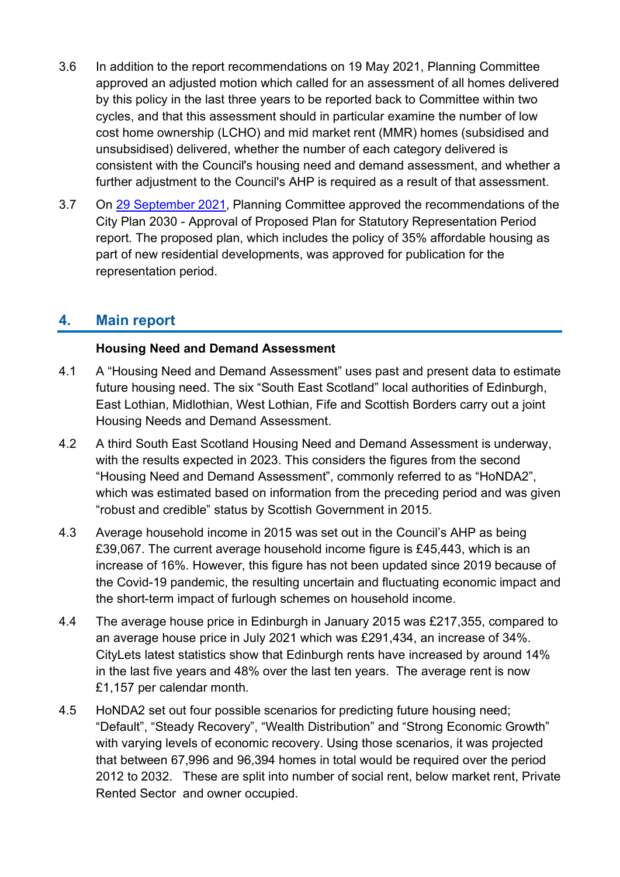3.6 In addition to the report recommendations on 19 May 2021, Planning Committee approved an adjusted motion which called for an assessment of all homes delivered by this policy in the last three years to be reported back to Committee within two cycles, and that this assessment should in particular examine the number of low cost home ownership (LCHO) and mid market rent (MMR) homes (subsidised and unsubsidised) delivered, whether the number of each category delivered is consistent with the Council's housing need and demand assessment, and whether a further adjustment to the Council's AHP is required as a result of that assessment.

3.7 On [29 September 2021](), Planning Committee approved the recommendations of the City Plan 2030 - Approval of Proposed Plan for Statutory Representation Period report. The proposed plan, which includes the policy of 35% affordable housing as part of new residential developments, was approved for publication for the representation period.

## 4. Main report

**Housing Need and Demand Assessment**

4.1 A "Housing Need and Demand Assessment" uses past and present data to estimate future housing need. The six "South East Scotland" local authorities of Edinburgh, East Lothian, Midlothian, West Lothian, Fife and Scottish Borders carry out a joint Housing Needs and Demand Assessment.

4.2 A third South East Scotland Housing Need and Demand Assessment is underway, with the results expected in 2023. This considers the figures from the second "Housing Need and Demand Assessment", commonly referred to as "HoNDA2", which was estimated based on information from the preceding period and was given "robust and credible" status by Scottish Government in 2015.

4.3 Average household income in 2015 was set out in the Council's AHP as being £39,067. The current average household income figure is £45,443, which is an increase of 16%. However, this figure has not been updated since 2019 because of the Covid-19 pandemic, the resulting uncertain and fluctuating economic impact and the short-term impact of furlough schemes on household income.

4.4 The average house price in Edinburgh in January 2015 was £217,355, compared to an average house price in July 2021 which was £291,434, an increase of 34%. CityLets latest statistics show that Edinburgh rents have increased by around 14% in the last five years and 48% over the last ten years. The average rent is now £1,157 per calendar month.

4.5 HoNDA2 set out four possible scenarios for predicting future housing need; "Default", "Steady Recovery", "Wealth Distribution" and "Strong Economic Growth" with varying levels of economic recovery. Using those scenarios, it was projected that between 67,996 and 96,394 homes in total would be required over the period 2012 to 2032. These are split into number of social rent, below market rent, Private Rented Sector and owner occupied.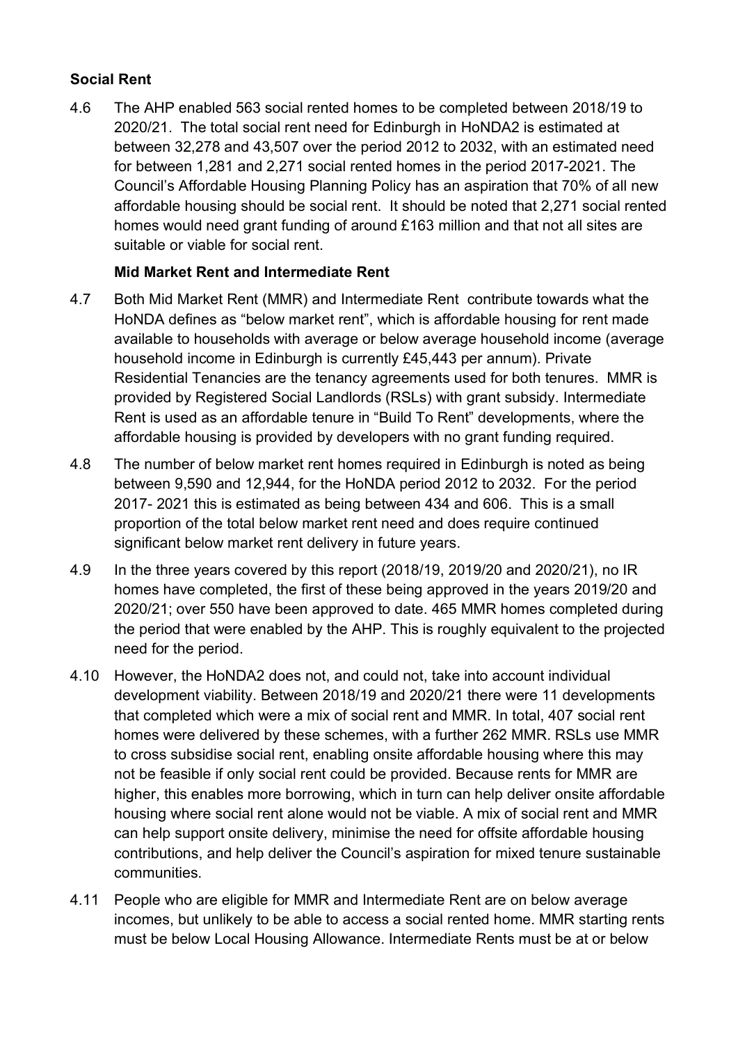**Social Rent**

4.6 The AHP enabled 563 social rented homes to be completed between 2018/19 to 2020/21. The total social rent need for Edinburgh in HoNDA2 is estimated at between 32,278 and 43,507 over the period 2012 to 2032, with an estimated need for between 1,281 and 2,271 social rented homes in the period 2017-2021. The Council's Affordable Housing Planning Policy has an aspiration that 70% of all new affordable housing should be social rent. It should be noted that 2,271 social rented homes would need grant funding of around £163 million and that not all sites are suitable or viable for social rent.

**Mid Market Rent and Intermediate Rent**

4.7 Both Mid Market Rent (MMR) and Intermediate Rent contribute towards what the HoNDA defines as "below market rent", which is affordable housing for rent made available to households with average or below average household income (average household income in Edinburgh is currently £45,443 per annum). Private Residential Tenancies are the tenancy agreements used for both tenures. MMR is provided by Registered Social Landlords (RSLs) with grant subsidy. Intermediate Rent is used as an affordable tenure in "Build To Rent" developments, where the affordable housing is provided by developers with no grant funding required.

4.8 The number of below market rent homes required in Edinburgh is noted as being between 9,590 and 12,944, for the HoNDA period 2012 to 2032. For the period 2017- 2021 this is estimated as being between 434 and 606. This is a small proportion of the total below market rent need and does require continued significant below market rent delivery in future years.

4.9 In the three years covered by this report (2018/19, 2019/20 and 2020/21), no IR homes have completed, the first of these being approved in the years 2019/20 and 2020/21; over 550 have been approved to date. 465 MMR homes completed during the period that were enabled by the AHP. This is roughly equivalent to the projected need for the period.

4.10 However, the HoNDA2 does not, and could not, take into account individual development viability. Between 2018/19 and 2020/21 there were 11 developments that completed which were a mix of social rent and MMR. In total, 407 social rent homes were delivered by these schemes, with a further 262 MMR. RSLs use MMR to cross subsidise social rent, enabling onsite affordable housing where this may not be feasible if only social rent could be provided. Because rents for MMR are higher, this enables more borrowing, which in turn can help deliver onsite affordable housing where social rent alone would not be viable. A mix of social rent and MMR can help support onsite delivery, minimise the need for offsite affordable housing contributions, and help deliver the Council's aspiration for mixed tenure sustainable communities.

4.11 People who are eligible for MMR and Intermediate Rent are on below average incomes, but unlikely to be able to access a social rented home. MMR starting rents must be below Local Housing Allowance. Intermediate Rents must be at or below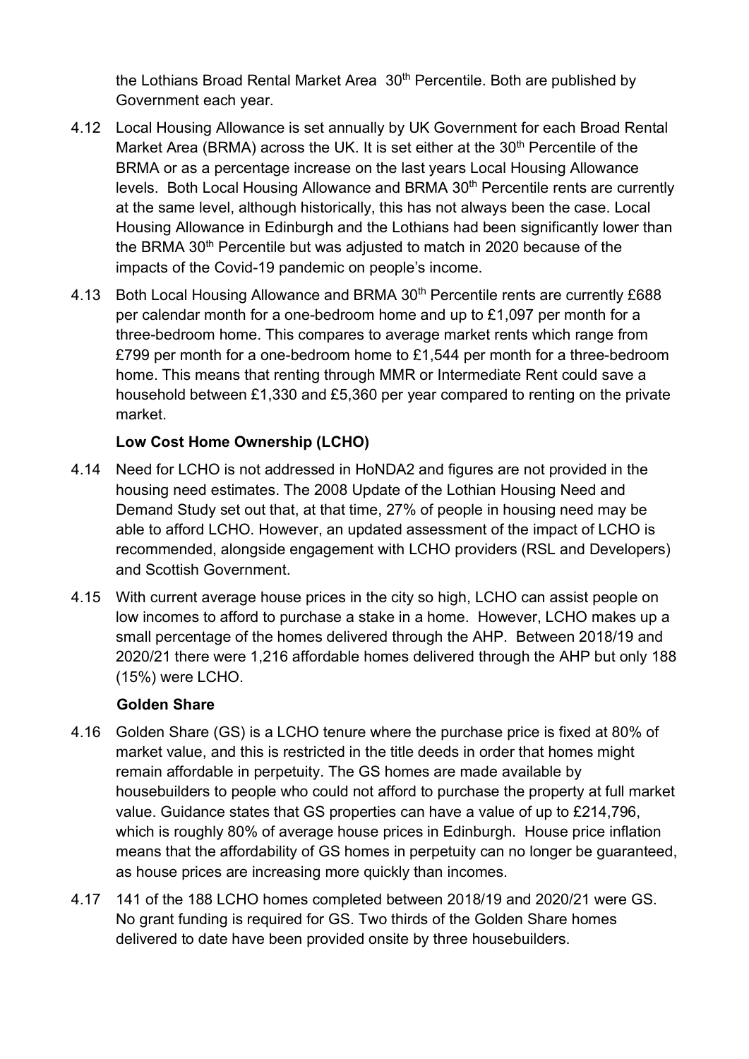the Lothians Broad Rental Market Area 30th Percentile. Both are published by Government each year.

4.12 Local Housing Allowance is set annually by UK Government for each Broad Rental Market Area (BRMA) across the UK. It is set either at the 30th Percentile of the BRMA or as a percentage increase on the last years Local Housing Allowance levels. Both Local Housing Allowance and BRMA 30th Percentile rents are currently at the same level, although historically, this has not always been the case. Local Housing Allowance in Edinburgh and the Lothians had been significantly lower than the BRMA 30th Percentile but was adjusted to match in 2020 because of the impacts of the Covid-19 pandemic on people's income.

4.13 Both Local Housing Allowance and BRMA 30th Percentile rents are currently £688 per calendar month for a one-bedroom home and up to £1,097 per month for a three-bedroom home. This compares to average market rents which range from £799 per month for a one-bedroom home to £1,544 per month for a three-bedroom home. This means that renting through MMR or Intermediate Rent could save a household between £1,330 and £5,360 per year compared to renting on the private market.

**Low Cost Home Ownership (LCHO)**

4.14 Need for LCHO is not addressed in HoNDA2 and figures are not provided in the housing need estimates. The 2008 Update of the Lothian Housing Need and Demand Study set out that, at that time, 27% of people in housing need may be able to afford LCHO. However, an updated assessment of the impact of LCHO is recommended, alongside engagement with LCHO providers (RSL and Developers) and Scottish Government.

4.15 With current average house prices in the city so high, LCHO can assist people on low incomes to afford to purchase a stake in a home. However, LCHO makes up a small percentage of the homes delivered through the AHP. Between 2018/19 and 2020/21 there were 1,216 affordable homes delivered through the AHP but only 188 (15%) were LCHO.

**Golden Share**

4.16 Golden Share (GS) is a LCHO tenure where the purchase price is fixed at 80% of market value, and this is restricted in the title deeds in order that homes might remain affordable in perpetuity. The GS homes are made available by housebuilders to people who could not afford to purchase the property at full market value. Guidance states that GS properties can have a value of up to £214,796, which is roughly 80% of average house prices in Edinburgh. House price inflation means that the affordability of GS homes in perpetuity can no longer be guaranteed, as house prices are increasing more quickly than incomes.

4.17 141 of the 188 LCHO homes completed between 2018/19 and 2020/21 were GS. No grant funding is required for GS. Two thirds of the Golden Share homes delivered to date have been provided onsite by three housebuilders.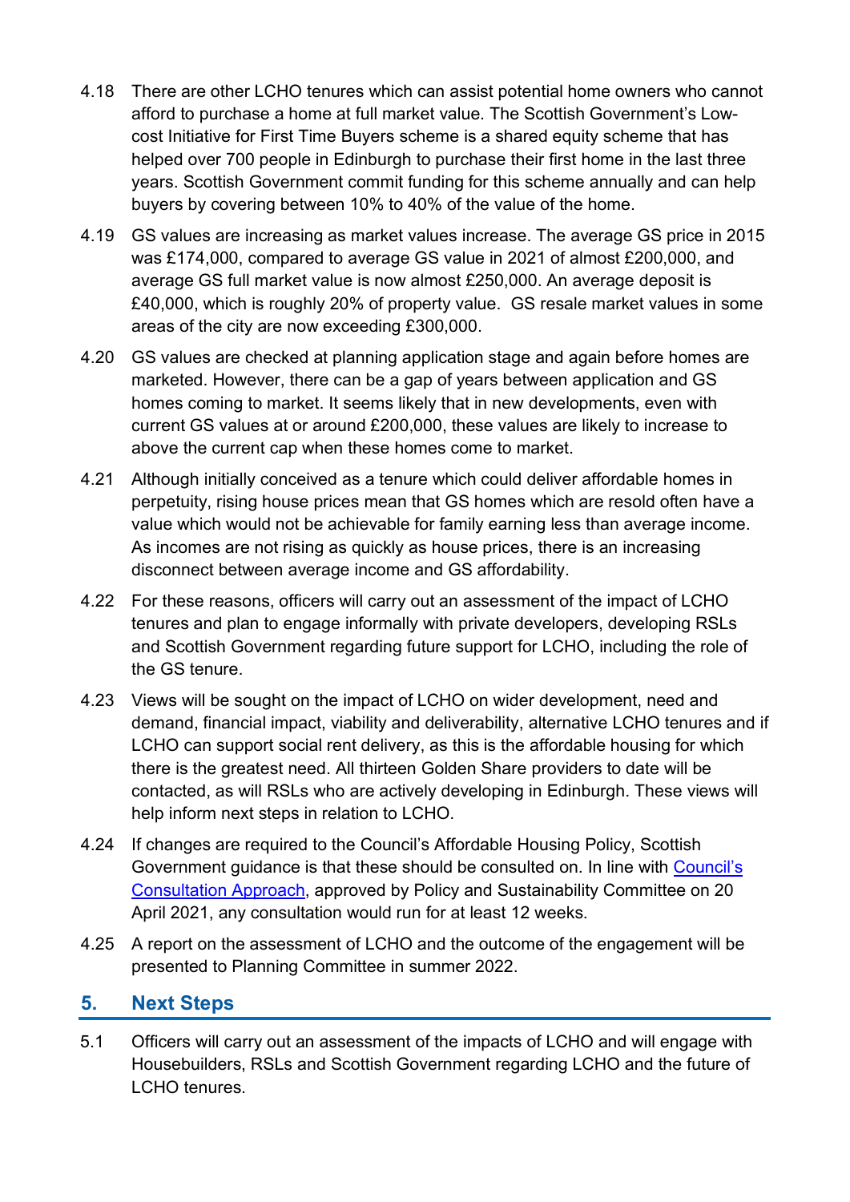4.18 There are other LCHO tenures which can assist potential home owners who cannot afford to purchase a home at full market value. The Scottish Government's Low-cost Initiative for First Time Buyers scheme is a shared equity scheme that has helped over 700 people in Edinburgh to purchase their first home in the last three years. Scottish Government commit funding for this scheme annually and can help buyers by covering between 10% to 40% of the value of the home.

4.19 GS values are increasing as market values increase. The average GS price in 2015 was £174,000, compared to average GS value in 2021 of almost £200,000, and average GS full market value is now almost £250,000. An average deposit is £40,000, which is roughly 20% of property value. GS resale market values in some areas of the city are now exceeding £300,000.

4.20 GS values are checked at planning application stage and again before homes are marketed. However, there can be a gap of years between application and GS homes coming to market. It seems likely that in new developments, even with current GS values at or around £200,000, these values are likely to increase to above the current cap when these homes come to market.

4.21 Although initially conceived as a tenure which could deliver affordable homes in perpetuity, rising house prices mean that GS homes which are resold often have a value which would not be achievable for family earning less than average income. As incomes are not rising as quickly as house prices, there is an increasing disconnect between average income and GS affordability.

4.22 For these reasons, officers will carry out an assessment of the impact of LCHO tenures and plan to engage informally with private developers, developing RSLs and Scottish Government regarding future support for LCHO, including the role of the GS tenure.

4.23 Views will be sought on the impact of LCHO on wider development, need and demand, financial impact, viability and deliverability, alternative LCHO tenures and if LCHO can support social rent delivery, as this is the affordable housing for which there is the greatest need. All thirteen Golden Share providers to date will be contacted, as will RSLs who are actively developing in Edinburgh. These views will help inform next steps in relation to LCHO.

4.24 If changes are required to the Council's Affordable Housing Policy, Scottish Government guidance is that these should be consulted on. In line with Council's Consultation Approach, approved by Policy and Sustainability Committee on 20 April 2021, any consultation would run for at least 12 weeks.

4.25 A report on the assessment of LCHO and the outcome of the engagement will be presented to Planning Committee in summer 2022.

## 5. Next Steps

5.1 Officers will carry out an assessment of the impacts of LCHO and will engage with Housebuilders, RSLs and Scottish Government regarding LCHO and the future of LCHO tenures.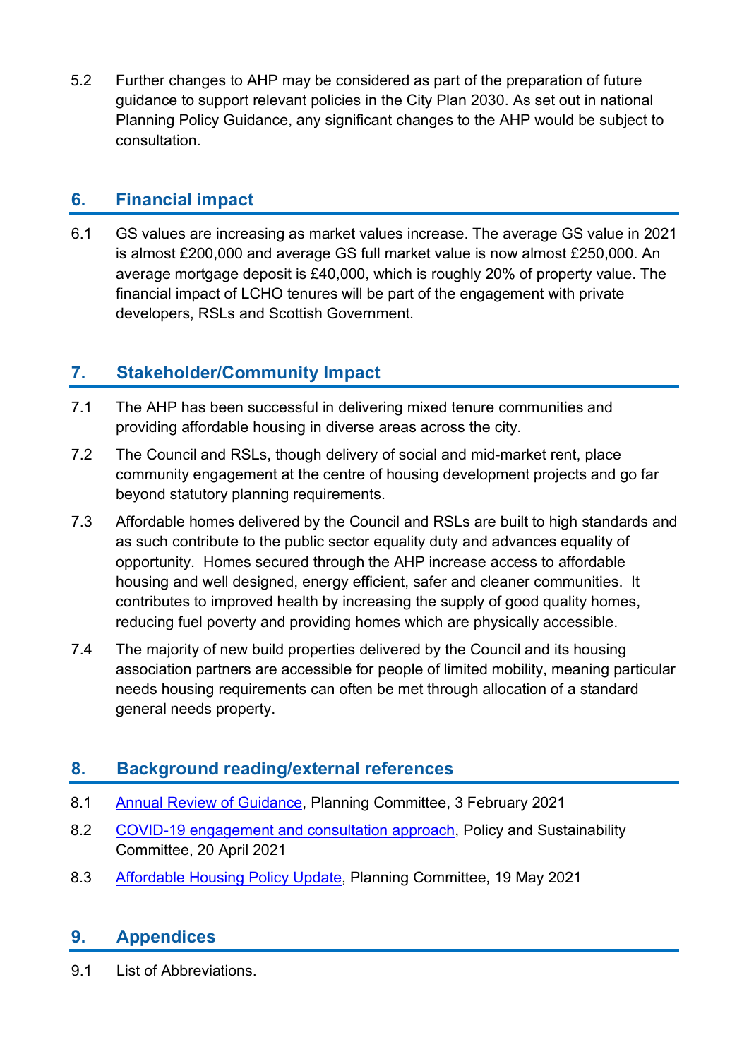5.2 Further changes to AHP may be considered as part of the preparation of future guidance to support relevant policies in the City Plan 2030. As set out in national Planning Policy Guidance, any significant changes to the AHP would be subject to consultation.

## 6. Financial impact

6.1 GS values are increasing as market values increase. The average GS value in 2021 is almost £200,000 and average GS full market value is now almost £250,000. An average mortgage deposit is £40,000, which is roughly 20% of property value. The financial impact of LCHO tenures will be part of the engagement with private developers, RSLs and Scottish Government.

## 7. Stakeholder/Community Impact

7.1 The AHP has been successful in delivering mixed tenure communities and providing affordable housing in diverse areas across the city.

7.2 The Council and RSLs, though delivery of social and mid-market rent, place community engagement at the centre of housing development projects and go far beyond statutory planning requirements.

7.3 Affordable homes delivered by the Council and RSLs are built to high standards and as such contribute to the public sector equality duty and advances equality of opportunity. Homes secured through the AHP increase access to affordable housing and well designed, energy efficient, safer and cleaner communities. It contributes to improved health by increasing the supply of good quality homes, reducing fuel poverty and providing homes which are physically accessible.

7.4 The majority of new build properties delivered by the Council and its housing association partners are accessible for people of limited mobility, meaning particular needs housing requirements can often be met through allocation of a standard general needs property.

## 8. Background reading/external references

8.1 Annual Review of Guidance, Planning Committee, 3 February 2021

8.2 COVID-19 engagement and consultation approach, Policy and Sustainability Committee, 20 April 2021

8.3 Affordable Housing Policy Update, Planning Committee, 19 May 2021

## 9. Appendices

9.1 List of Abbreviations.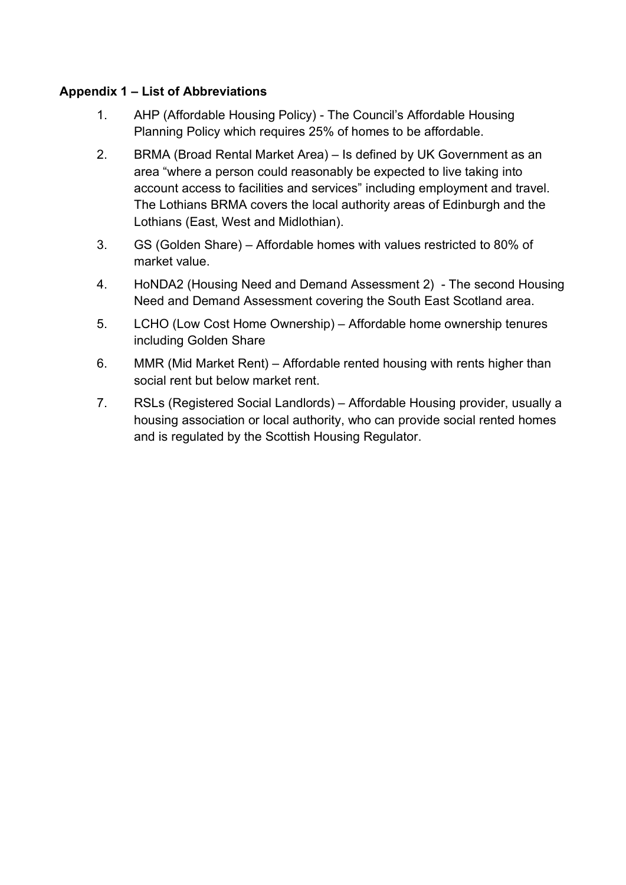**Appendix 1 – List of Abbreviations**

1. AHP (Affordable Housing Policy) - The Council's Affordable Housing Planning Policy which requires 25% of homes to be affordable.
2. BRMA (Broad Rental Market Area) – Is defined by UK Government as an area "where a person could reasonably be expected to live taking into account access to facilities and services" including employment and travel. The Lothians BRMA covers the local authority areas of Edinburgh and the Lothians (East, West and Midlothian).
3. GS (Golden Share) – Affordable homes with values restricted to 80% of market value.
4. HoNDA2 (Housing Need and Demand Assessment 2) - The second Housing Need and Demand Assessment covering the South East Scotland area.
5. LCHO (Low Cost Home Ownership) – Affordable home ownership tenures including Golden Share
6. MMR (Mid Market Rent) – Affordable rented housing with rents higher than social rent but below market rent.
7. RSLs (Registered Social Landlords) – Affordable Housing provider, usually a housing association or local authority, who can provide social rented homes and is regulated by the Scottish Housing Regulator.